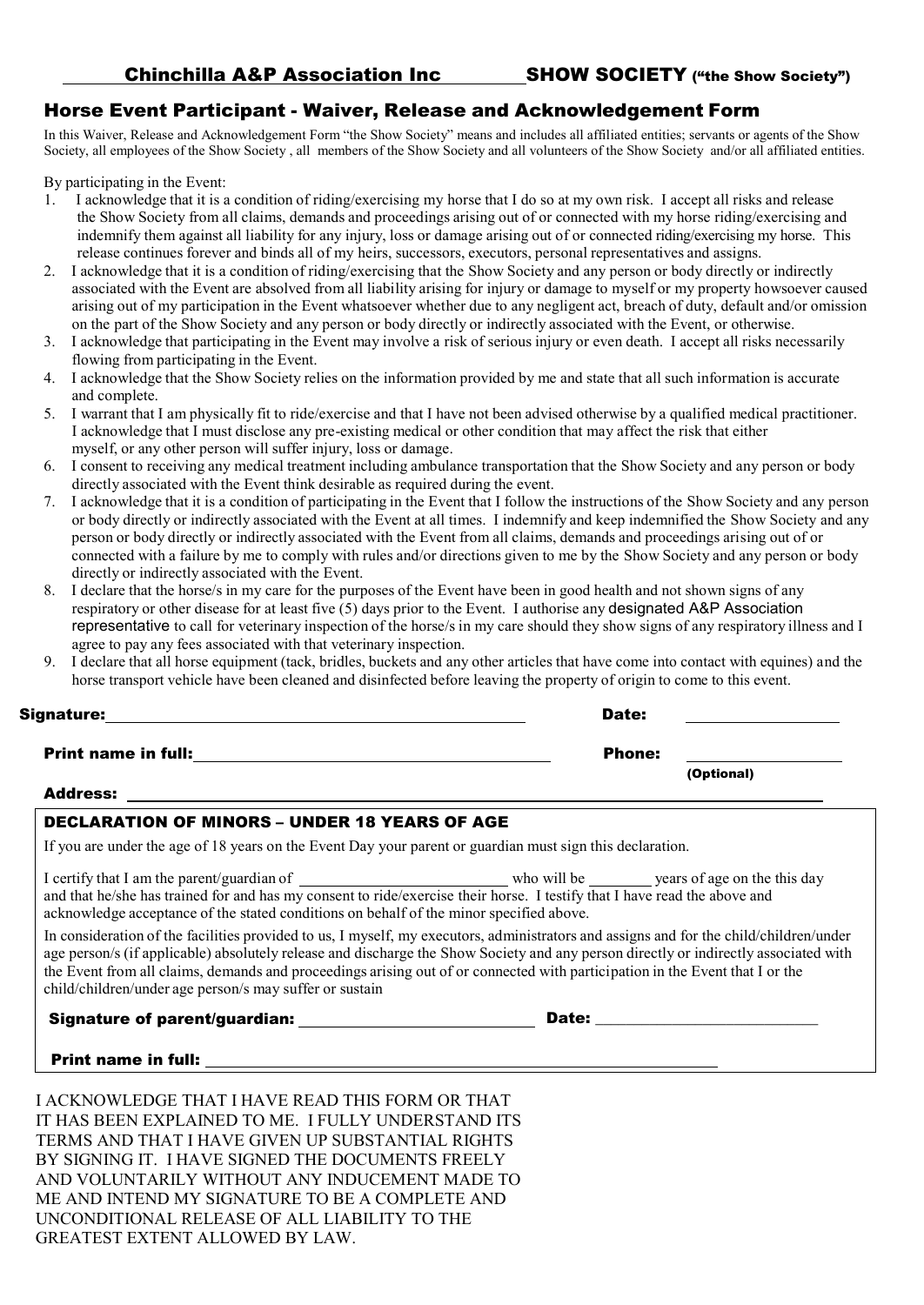## Chinchilla A&P Association Inc SHOW SOCIETY ("the Show Society")

## Horse Event Participant - Waiver, Release and Acknowledgement Form

In this Waiver, Release and Acknowledgement Form "the Show Society" means and includes all affiliated entities; servants or agents of the Show Society, all employees of the Show Society , all members of the Show Society and all volunteers of the Show Society and/or all affiliated entities.

By participating in the Event:

1. I acknowledge that it is a condition of riding/exercising my horse that I do so at my own risk. I accept all risks and release the Show Society from all claims, demands and proceedings arising out of or connected with my horse riding/exercising and indemnify them against all liability for any injury, loss or damage arising out of or connected riding/exercising my horse. This release continues forever and binds all of my heirs, successors, executors, personal representatives and assigns.
2. I acknowledge that it is a condition of riding/exercising that the Show Society and any person or body directly or indirectly associated with the Event are absolved from all liability arising for injury or damage to myself or my property howsoever caused arising out of my participation in the Event whatsoever whether due to any negligent act, breach of duty, default and/or omission on the part of the Show Society and any person or body directly or indirectly associated with the Event, or otherwise.
3. I acknowledge that participating in the Event may involve a risk of serious injury or even death. I accept all risks necessarily flowing from participating in the Event.
4. I acknowledge that the Show Society relies on the information provided by me and state that all such information is accurate and complete.
5. I warrant that I am physically fit to ride/exercise and that I have not been advised otherwise by a qualified medical practitioner. I acknowledge that I must disclose any pre-existing medical or other condition that may affect the risk that either myself, or any other person will suffer injury, loss or damage.
6. I consent to receiving any medical treatment including ambulance transportation that the Show Society and any person or body directly associated with the Event think desirable as required during the event.
7. I acknowledge that it is a condition of participating in the Event that I follow the instructions of the Show Society and any person or body directly or indirectly associated with the Event at all times. I indemnify and keep indemnified the Show Society and any person or body directly or indirectly associated with the Event from all claims, demands and proceedings arising out of or connected with a failure by me to comply with rules and/or directions given to me by the Show Society and any person or body directly or indirectly associated with the Event.
8. I declare that the horse/s in my care for the purposes of the Event have been in good health and not shown signs of any respiratory or other disease for at least five (5) days prior to the Event. I authorise any designated A&P Association representative to call for veterinary inspection of the horse/s in my care should they show signs of any respiratory illness and I agree to pay any fees associated with that veterinary inspection.
9. I declare that all horse equipment (tack, bridles, buckets and any other articles that have come into contact with equines) and the horse transport vehicle have been cleaned and disinfected before leaving the property of origin to come to this event.

**Signature:** ________________________________ **Date:** ______________

**Print name in full:** ____________________________ **Phone:** ______________ **(Optional)**

**Address:** ______________________________________________

### DECLARATION OF MINORS – UNDER 18 YEARS OF AGE

If you are under the age of 18 years on the Event Day your parent or guardian must sign this declaration.

I certify that I am the parent/guardian of ____________________ who will be ______ years of age on the this day and that he/she has trained for and has my consent to ride/exercise their horse. I testify that I have read the above and acknowledge acceptance of the stated conditions on behalf of the minor specified above.

In consideration of the facilities provided to us, I myself, my executors, administrators and assigns and for the child/children/under age person/s (if applicable) absolutely release and discharge the Show Society and any person directly or indirectly associated with the Event from all claims, demands and proceedings arising out of or connected with participation in the Event that I or the child/children/under age person/s may suffer or sustain

**Signature of parent/guardian:** ______________________ **Date:** ______________________

**Print name in full:** ______________________________________________

I ACKNOWLEDGE THAT I HAVE READ THIS FORM OR THAT IT HAS BEEN EXPLAINED TO ME. I FULLY UNDERSTAND ITS TERMS AND THAT I HAVE GIVEN UP SUBSTANTIAL RIGHTS BY SIGNING IT. I HAVE SIGNED THE DOCUMENTS FREELY AND VOLUNTARILY WITHOUT ANY INDUCEMENT MADE TO ME AND INTEND MY SIGNATURE TO BE A COMPLETE AND UNCONDITIONAL RELEASE OF ALL LIABILITY TO THE GREATEST EXTENT ALLOWED BY LAW.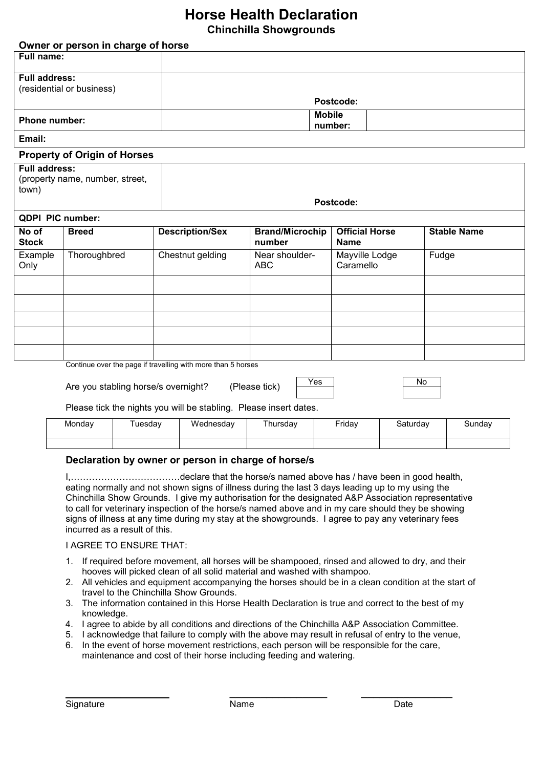# Horse Health Declaration

## Chinchilla Showgrounds

### Owner or person in charge of horse

| | | | |
|---|---|---|---|
| **Full name:** | | | |
| **Full address:** (residential or business) | **Postcode:** | | |
| **Phone number:** | | **Mobile number:** | |
| **Email:** | | | |

### Property of Origin of Horses

| | |
|---|---|
| **Full address:** (property name, number, street, town) | **Postcode:** |
| **QDPI PIC number:** | |

| No of Stock | Breed | Description/Sex | Brand/Microchip number | Official Horse Name | Stable Name |
|---|---|---|---|---|---|
| Example Only | Thoroughbred | Chestnut gelding | Near shoulder-ABC | Mayville Lodge Caramello | Fudge |
| | | | | | |
| | | | | | |
| | | | | | |
| | | | | | |
| | | | | | |

Continue over the page if travelling with more than 5 horses

Are you stabling horse/s overnight? (Please tick) Yes ☐ No ☐

Please tick the nights you will be stabling. Please insert dates.

| Monday | Tuesday | Wednesday | Thursday | Friday | Saturday | Sunday |
|---|---|---|---|---|---|---|
| | | | | | | |

### Declaration by owner or person in charge of horse/s

I,………………………………declare that the horse/s named above has / have been in good health, eating normally and not shown signs of illness during the last 3 days leading up to my using the Chinchilla Show Grounds. I give my authorisation for the designated A&P Association representative to call for veterinary inspection of the horse/s named above and in my care should they be showing signs of illness at any time during my stay at the showgrounds. I agree to pay any veterinary fees incurred as a result of this.

I AGREE TO ENSURE THAT:

1. If required before movement, all horses will be shampooed, rinsed and allowed to dry, and their hooves will picked clean of all solid material and washed with shampoo.
2. All vehicles and equipment accompanying the horses should be in a clean condition at the start of travel to the Chinchilla Show Grounds.
3. The information contained in this Horse Health Declaration is true and correct to the best of my knowledge.
4. I agree to abide by all conditions and directions of the Chinchilla A&P Association Committee.
5. I acknowledge that failure to comply with the above may result in refusal of entry to the venue,
6. In the event of horse movement restrictions, each person will be responsible for the care, maintenance and cost of their horse including feeding and watering.

\_\_\_\_\_\_\_\_\_\_\_\_\_\_\_\_\_\_\_\_ Signature

\_\_\_\_\_\_\_\_\_\_\_\_\_\_\_\_\_\_\_\_ Name

\_\_\_\_\_\_\_\_\_\_\_\_\_\_\_\_\_\_\_\_ Date